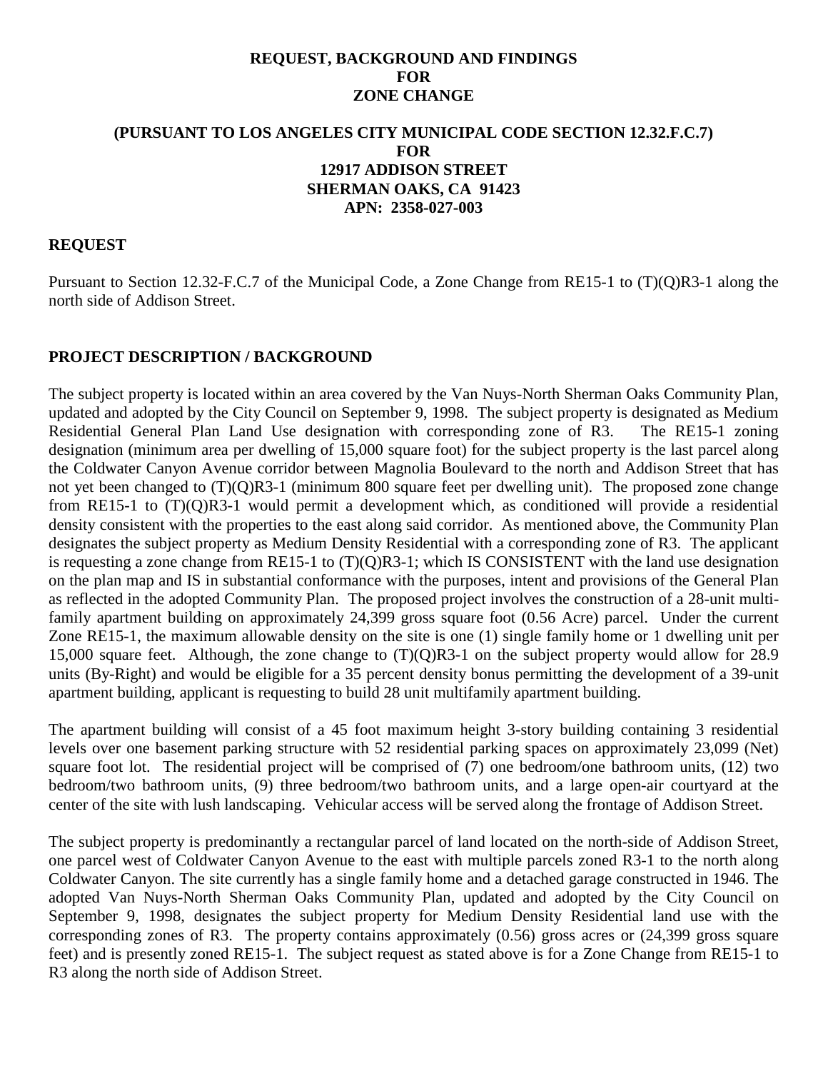**REQUEST, BACKGROUND AND FINDINGS**
**FOR**
**ZONE CHANGE**

**(PURSUANT TO LOS ANGELES CITY MUNICIPAL CODE SECTION 12.32.F.C.7)**
**FOR**
**12917 ADDISON STREET**
**SHERMAN OAKS, CA 91423**
**APN: 2358-027-003**

## REQUEST

Pursuant to Section 12.32-F.C.7 of the Municipal Code, a Zone Change from RE15-1 to (T)(Q)R3-1 along the north side of Addison Street.

## PROJECT DESCRIPTION / BACKGROUND

The subject property is located within an area covered by the Van Nuys-North Sherman Oaks Community Plan, updated and adopted by the City Council on September 9, 1998. The subject property is designated as Medium Residential General Plan Land Use designation with corresponding zone of R3. The RE15-1 zoning designation (minimum area per dwelling of 15,000 square foot) for the subject property is the last parcel along the Coldwater Canyon Avenue corridor between Magnolia Boulevard to the north and Addison Street that has not yet been changed to (T)(Q)R3-1 (minimum 800 square feet per dwelling unit). The proposed zone change from RE15-1 to (T)(Q)R3-1 would permit a development which, as conditioned will provide a residential density consistent with the properties to the east along said corridor. As mentioned above, the Community Plan designates the subject property as Medium Density Residential with a corresponding zone of R3. The applicant is requesting a zone change from RE15-1 to (T)(Q)R3-1; which IS CONSISTENT with the land use designation on the plan map and IS in substantial conformance with the purposes, intent and provisions of the General Plan as reflected in the adopted Community Plan. The proposed project involves the construction of a 28-unit multi-family apartment building on approximately 24,399 gross square foot (0.56 Acre) parcel. Under the current Zone RE15-1, the maximum allowable density on the site is one (1) single family home or 1 dwelling unit per 15,000 square feet. Although, the zone change to (T)(Q)R3-1 on the subject property would allow for 28.9 units (By-Right) and would be eligible for a 35 percent density bonus permitting the development of a 39-unit apartment building, applicant is requesting to build 28 unit multifamily apartment building.

The apartment building will consist of a 45 foot maximum height 3-story building containing 3 residential levels over one basement parking structure with 52 residential parking spaces on approximately 23,099 (Net) square foot lot. The residential project will be comprised of (7) one bedroom/one bathroom units, (12) two bedroom/two bathroom units, (9) three bedroom/two bathroom units, and a large open-air courtyard at the center of the site with lush landscaping. Vehicular access will be served along the frontage of Addison Street.

The subject property is predominantly a rectangular parcel of land located on the north-side of Addison Street, one parcel west of Coldwater Canyon Avenue to the east with multiple parcels zoned R3-1 to the north along Coldwater Canyon. The site currently has a single family home and a detached garage constructed in 1946. The adopted Van Nuys-North Sherman Oaks Community Plan, updated and adopted by the City Council on September 9, 1998, designates the subject property for Medium Density Residential land use with the corresponding zones of R3. The property contains approximately (0.56) gross acres or (24,399 gross square feet) and is presently zoned RE15-1. The subject request as stated above is for a Zone Change from RE15-1 to R3 along the north side of Addison Street.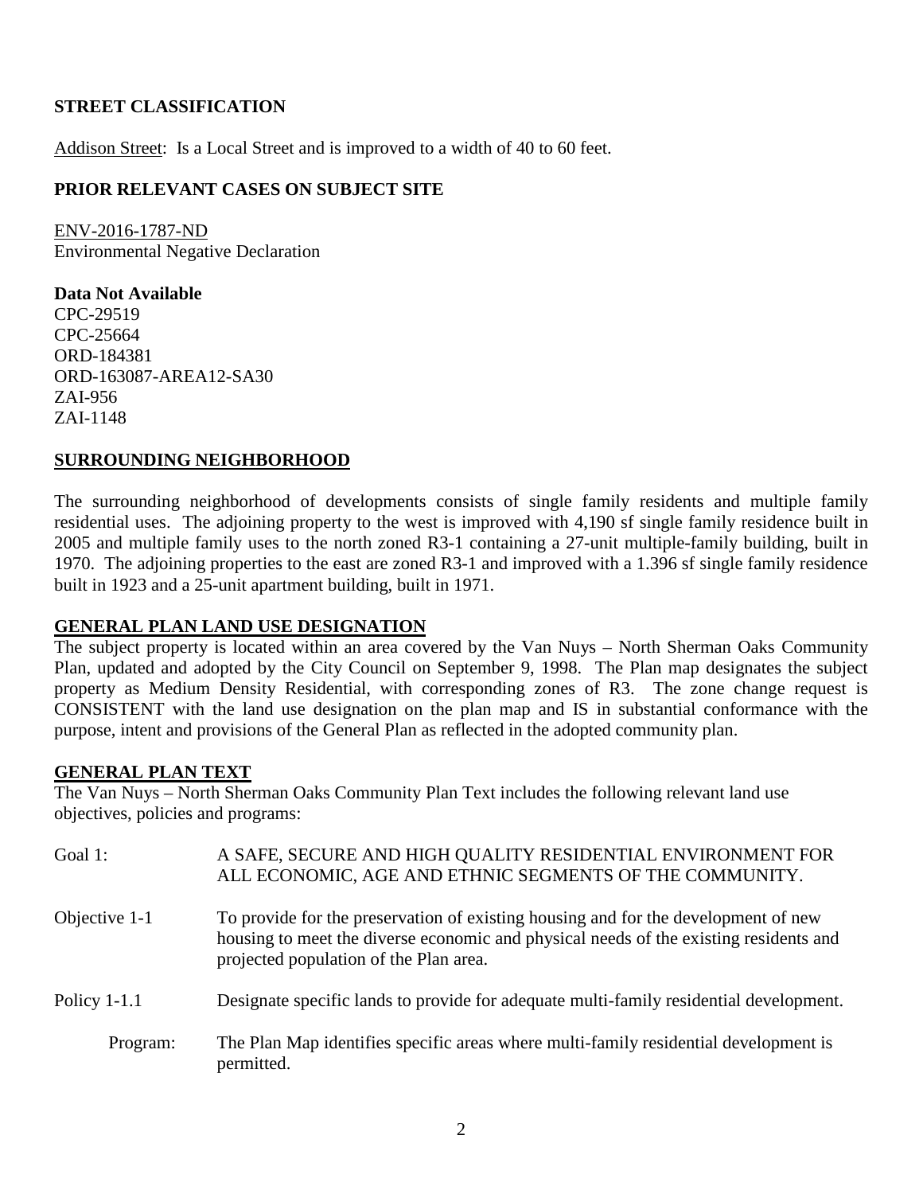**STREET CLASSIFICATION**

Addison Street: Is a Local Street and is improved to a width of 40 to 60 feet.

**PRIOR RELEVANT CASES ON SUBJECT SITE**

ENV-2016-1787-ND
Environmental Negative Declaration

**Data Not Available**
CPC-29519
CPC-25664
ORD-184381
ORD-163087-AREA12-SA30
ZAI-956
ZAI-1148

## SURROUNDING NEIGHBORHOOD

The surrounding neighborhood of developments consists of single family residents and multiple family residential uses. The adjoining property to the west is improved with 4,190 sf single family residence built in 2005 and multiple family uses to the north zoned R3-1 containing a 27-unit multiple-family building, built in 1970. The adjoining properties to the east are zoned R3-1 and improved with a 1.396 sf single family residence built in 1923 and a 25-unit apartment building, built in 1971.

## GENERAL PLAN LAND USE DESIGNATION

The subject property is located within an area covered by the Van Nuys – North Sherman Oaks Community Plan, updated and adopted by the City Council on September 9, 1998. The Plan map designates the subject property as Medium Density Residential, with corresponding zones of R3. The zone change request is CONSISTENT with the land use designation on the plan map and IS in substantial conformance with the purpose, intent and provisions of the General Plan as reflected in the adopted community plan.

## GENERAL PLAN TEXT

The Van Nuys – North Sherman Oaks Community Plan Text includes the following relevant land use objectives, policies and programs:

Goal 1: A SAFE, SECURE AND HIGH QUALITY RESIDENTIAL ENVIRONMENT FOR ALL ECONOMIC, AGE AND ETHNIC SEGMENTS OF THE COMMUNITY.

Objective 1-1 To provide for the preservation of existing housing and for the development of new housing to meet the diverse economic and physical needs of the existing residents and projected population of the Plan area.

Policy 1-1.1 Designate specific lands to provide for adequate multi-family residential development.

Program: The Plan Map identifies specific areas where multi-family residential development is permitted.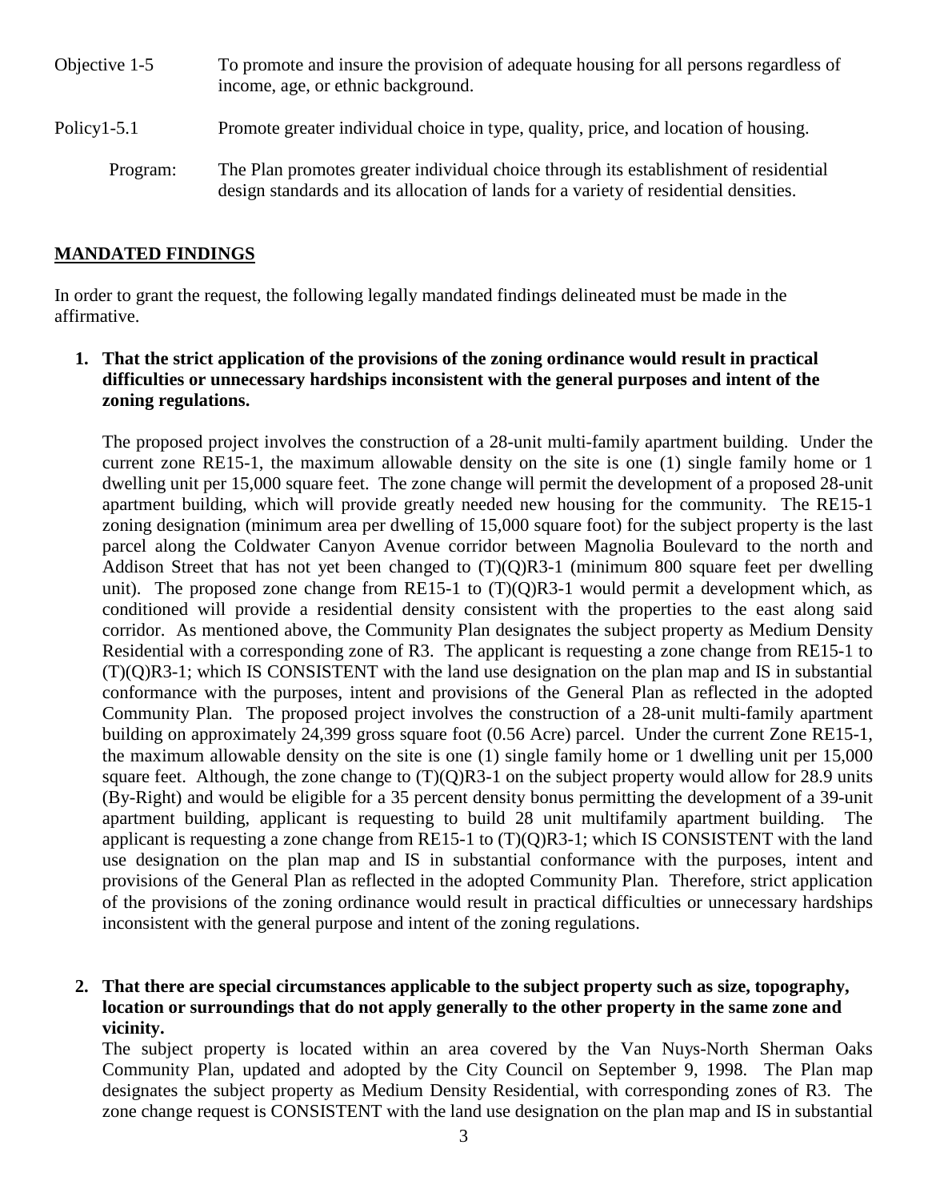Objective 1-5 To promote and insure the provision of adequate housing for all persons regardless of income, age, or ethnic background.

Policy1-5.1 Promote greater individual choice in type, quality, price, and location of housing.

Program: The Plan promotes greater individual choice through its establishment of residential design standards and its allocation of lands for a variety of residential densities.

## MANDATED FINDINGS

In order to grant the request, the following legally mandated findings delineated must be made in the affirmative.

1. **That the strict application of the provisions of the zoning ordinance would result in practical difficulties or unnecessary hardships inconsistent with the general purposes and intent of the zoning regulations.**

   The proposed project involves the construction of a 28-unit multi-family apartment building. Under the current zone RE15-1, the maximum allowable density on the site is one (1) single family home or 1 dwelling unit per 15,000 square feet. The zone change will permit the development of a proposed 28-unit apartment building, which will provide greatly needed new housing for the community. The RE15-1 zoning designation (minimum area per dwelling of 15,000 square foot) for the subject property is the last parcel along the Coldwater Canyon Avenue corridor between Magnolia Boulevard to the north and Addison Street that has not yet been changed to (T)(Q)R3-1 (minimum 800 square feet per dwelling unit). The proposed zone change from RE15-1 to (T)(Q)R3-1 would permit a development which, as conditioned will provide a residential density consistent with the properties to the east along said corridor. As mentioned above, the Community Plan designates the subject property as Medium Density Residential with a corresponding zone of R3. The applicant is requesting a zone change from RE15-1 to (T)(Q)R3-1; which IS CONSISTENT with the land use designation on the plan map and IS in substantial conformance with the purposes, intent and provisions of the General Plan as reflected in the adopted Community Plan. The proposed project involves the construction of a 28-unit multi-family apartment building on approximately 24,399 gross square foot (0.56 Acre) parcel. Under the current Zone RE15-1, the maximum allowable density on the site is one (1) single family home or 1 dwelling unit per 15,000 square feet. Although, the zone change to (T)(Q)R3-1 on the subject property would allow for 28.9 units (By-Right) and would be eligible for a 35 percent density bonus permitting the development of a 39-unit apartment building, applicant is requesting to build 28 unit multifamily apartment building. The applicant is requesting a zone change from RE15-1 to (T)(Q)R3-1; which IS CONSISTENT with the land use designation on the plan map and IS in substantial conformance with the purposes, intent and provisions of the General Plan as reflected in the adopted Community Plan. Therefore, strict application of the provisions of the zoning ordinance would result in practical difficulties or unnecessary hardships inconsistent with the general purpose and intent of the zoning regulations.

2. **That there are special circumstances applicable to the subject property such as size, topography, location or surroundings that do not apply generally to the other property in the same zone and vicinity.**

   The subject property is located within an area covered by the Van Nuys-North Sherman Oaks Community Plan, updated and adopted by the City Council on September 9, 1998. The Plan map designates the subject property as Medium Density Residential, with corresponding zones of R3. The zone change request is CONSISTENT with the land use designation on the plan map and IS in substantial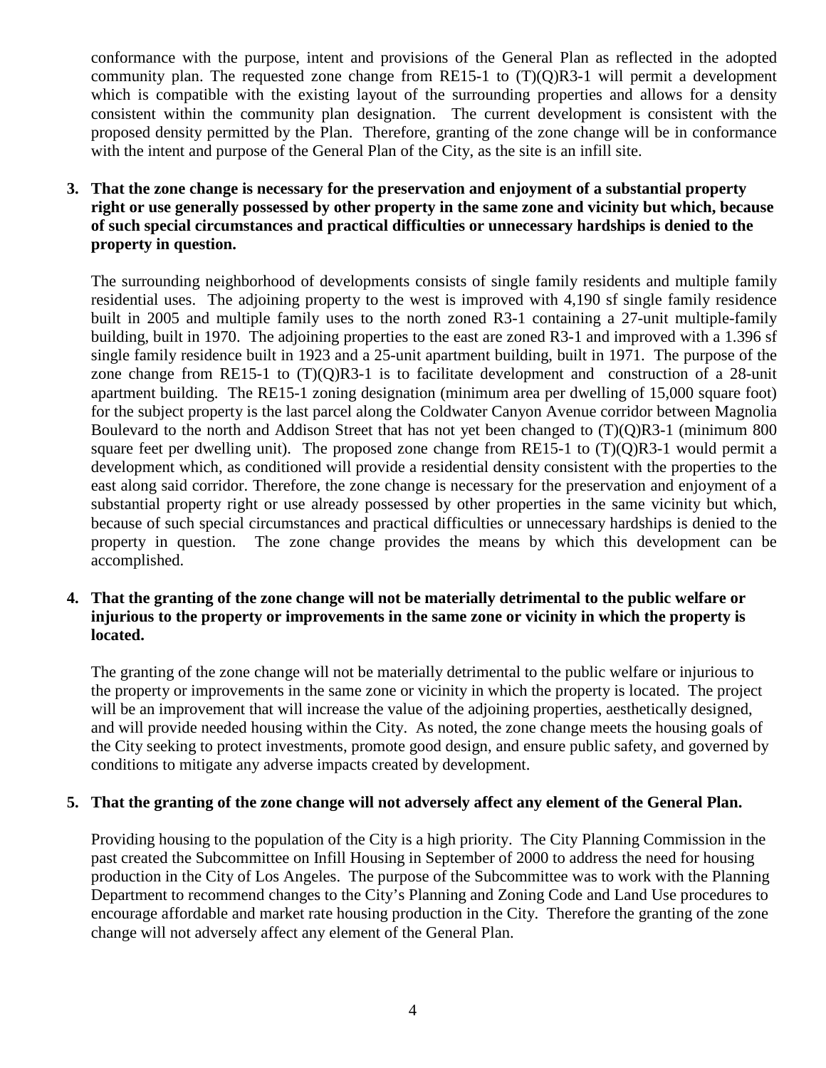conformance with the purpose, intent and provisions of the General Plan as reflected in the adopted community plan. The requested zone change from RE15-1 to (T)(Q)R3-1 will permit a development which is compatible with the existing layout of the surrounding properties and allows for a density consistent within the community plan designation. The current development is consistent with the proposed density permitted by the Plan. Therefore, granting of the zone change will be in conformance with the intent and purpose of the General Plan of the City, as the site is an infill site.

**3. That the zone change is necessary for the preservation and enjoyment of a substantial property right or use generally possessed by other property in the same zone and vicinity but which, because of such special circumstances and practical difficulties or unnecessary hardships is denied to the property in question.**

The surrounding neighborhood of developments consists of single family residents and multiple family residential uses. The adjoining property to the west is improved with 4,190 sf single family residence built in 2005 and multiple family uses to the north zoned R3-1 containing a 27-unit multiple-family building, built in 1970. The adjoining properties to the east are zoned R3-1 and improved with a 1.396 sf single family residence built in 1923 and a 25-unit apartment building, built in 1971. The purpose of the zone change from RE15-1 to (T)(Q)R3-1 is to facilitate development and construction of a 28-unit apartment building. The RE15-1 zoning designation (minimum area per dwelling of 15,000 square foot) for the subject property is the last parcel along the Coldwater Canyon Avenue corridor between Magnolia Boulevard to the north and Addison Street that has not yet been changed to (T)(Q)R3-1 (minimum 800 square feet per dwelling unit). The proposed zone change from RE15-1 to (T)(Q)R3-1 would permit a development which, as conditioned will provide a residential density consistent with the properties to the east along said corridor. Therefore, the zone change is necessary for the preservation and enjoyment of a substantial property right or use already possessed by other properties in the same vicinity but which, because of such special circumstances and practical difficulties or unnecessary hardships is denied to the property in question. The zone change provides the means by which this development can be accomplished.

**4. That the granting of the zone change will not be materially detrimental to the public welfare or injurious to the property or improvements in the same zone or vicinity in which the property is located.**

The granting of the zone change will not be materially detrimental to the public welfare or injurious to the property or improvements in the same zone or vicinity in which the property is located. The project will be an improvement that will increase the value of the adjoining properties, aesthetically designed, and will provide needed housing within the City. As noted, the zone change meets the housing goals of the City seeking to protect investments, promote good design, and ensure public safety, and governed by conditions to mitigate any adverse impacts created by development.

**5. That the granting of the zone change will not adversely affect any element of the General Plan.**

Providing housing to the population of the City is a high priority. The City Planning Commission in the past created the Subcommittee on Infill Housing in September of 2000 to address the need for housing production in the City of Los Angeles. The purpose of the Subcommittee was to work with the Planning Department to recommend changes to the City's Planning and Zoning Code and Land Use procedures to encourage affordable and market rate housing production in the City. Therefore the granting of the zone change will not adversely affect any element of the General Plan.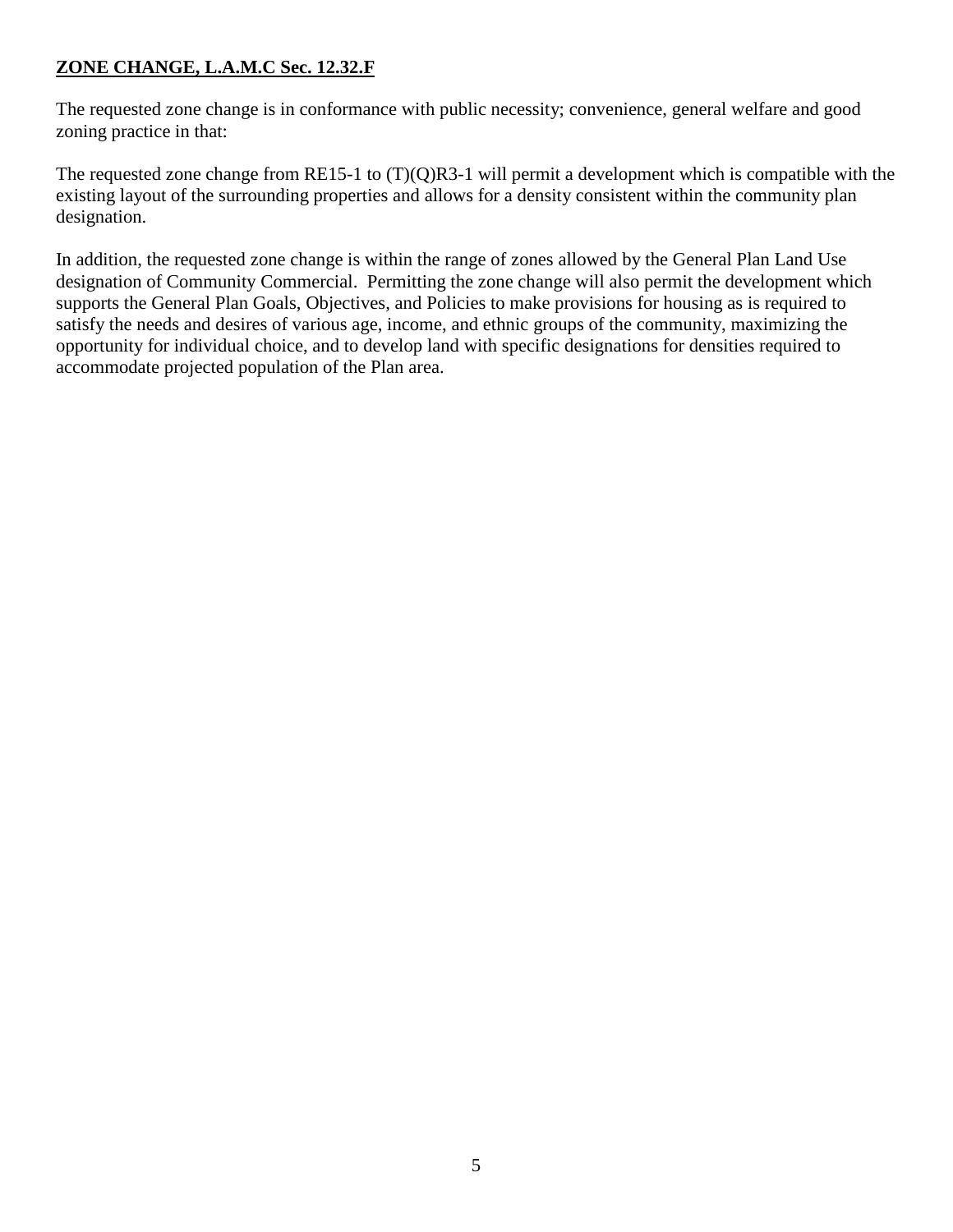**ZONE CHANGE, L.A.M.C Sec. 12.32.F**

The requested zone change is in conformance with public necessity; convenience, general welfare and good zoning practice in that:

The requested zone change from RE15-1 to (T)(Q)R3-1 will permit a development which is compatible with the existing layout of the surrounding properties and allows for a density consistent within the community plan designation.

In addition, the requested zone change is within the range of zones allowed by the General Plan Land Use designation of Community Commercial. Permitting the zone change will also permit the development which supports the General Plan Goals, Objectives, and Policies to make provisions for housing as is required to satisfy the needs and desires of various age, income, and ethnic groups of the community, maximizing the opportunity for individual choice, and to develop land with specific designations for densities required to accommodate projected population of the Plan area.